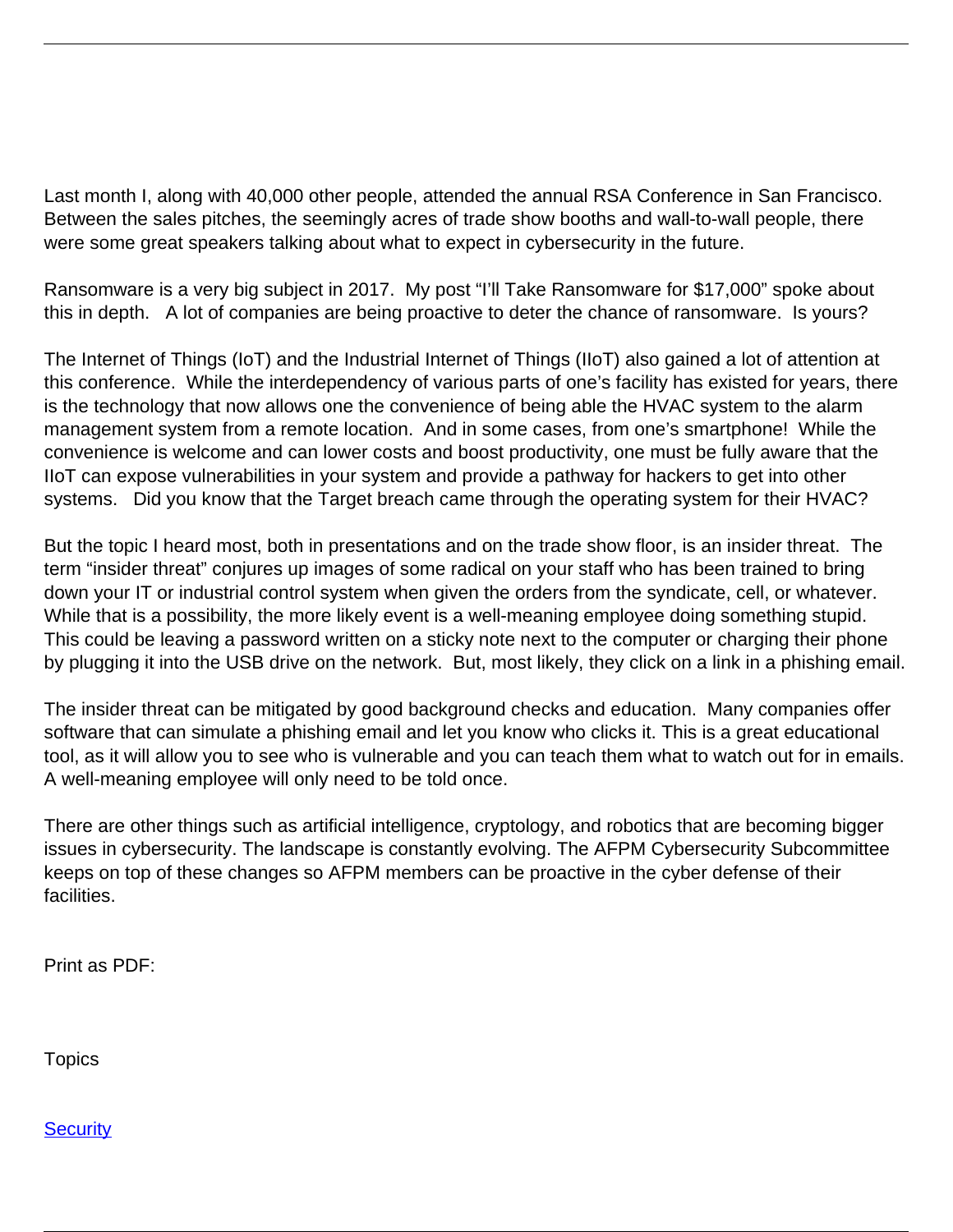Last month I, along with 40,000 other people, attended the annual RSA Conference in San Francisco. Between the sales pitches, the seemingly acres of trade show booths and wall-to-wall people, there were some great speakers talking about what to expect in cybersecurity in the future.

Ransomware is a very big subject in 2017. My post "I'll Take Ransomware for $17,000" spoke about this in depth. A lot of companies are being proactive to deter the chance of ransomware. Is yours?

The Internet of Things (IoT) and the Industrial Internet of Things (IIoT) also gained a lot of attention at this conference. While the interdependency of various parts of one's facility has existed for years, there is the technology that now allows one the convenience of being able the HVAC system to the alarm management system from a remote location. And in some cases, from one's smartphone! While the convenience is welcome and can lower costs and boost productivity, one must be fully aware that the IIoT can expose vulnerabilities in your system and provide a pathway for hackers to get into other systems. Did you know that the Target breach came through the operating system for their HVAC?

But the topic I heard most, both in presentations and on the trade show floor, is an insider threat. The term "insider threat" conjures up images of some radical on your staff who has been trained to bring down your IT or industrial control system when given the orders from the syndicate, cell, or whatever. While that is a possibility, the more likely event is a well-meaning employee doing something stupid. This could be leaving a password written on a sticky note next to the computer or charging their phone by plugging it into the USB drive on the network. But, most likely, they click on a link in a phishing email.

The insider threat can be mitigated by good background checks and education. Many companies offer software that can simulate a phishing email and let you know who clicks it. This is a great educational tool, as it will allow you to see who is vulnerable and you can teach them what to watch out for in emails. A well-meaning employee will only need to be told once.

There are other things such as artificial intelligence, cryptology, and robotics that are becoming bigger issues in cybersecurity. The landscape is constantly evolving. The AFPM Cybersecurity Subcommittee keeps on top of these changes so AFPM members can be proactive in the cyber defense of their facilities.

Print as PDF:

Topics

[Security]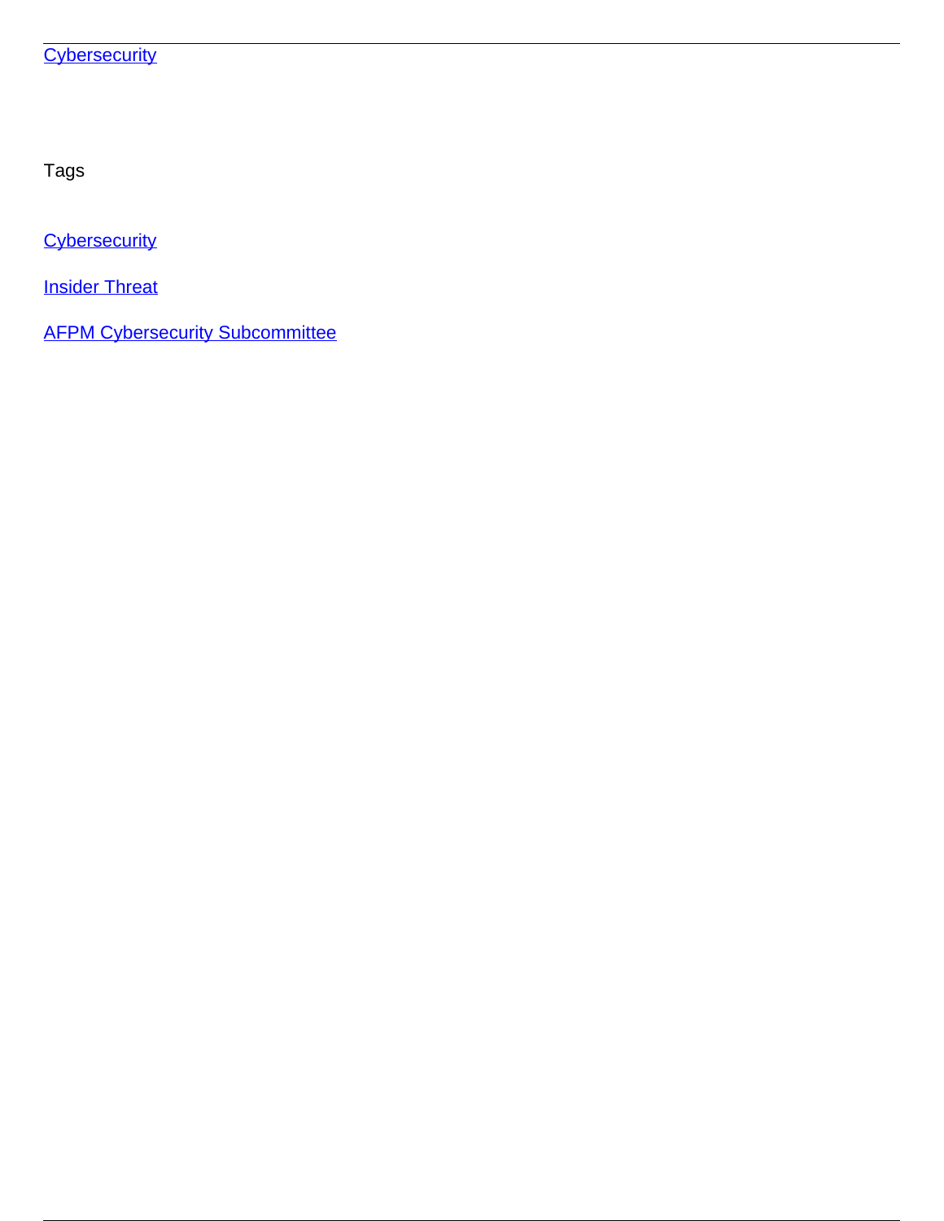[Cybersecurity]

Tags

[Cybersecurity]

[Insider Threat]

[AFPM Cybersecurity Subcommittee]